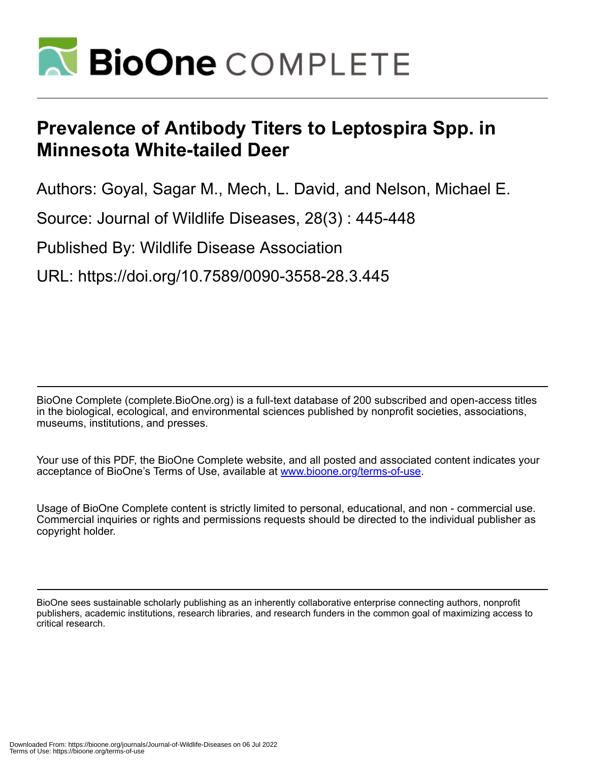# Prevalence of Antibody Titers to Leptospira Spp. in Minnesota White-tailed Deer

Authors: Goyal, Sagar M., Mech, L. David, and Nelson, Michael E.

Source: Journal of Wildlife Diseases, 28(3) : 445-448

Published By: Wildlife Disease Association

URL: https://doi.org/10.7589/0090-3558-28.3.445

BioOne Complete (complete.BioOne.org) is a full-text database of 200 subscribed and open-access titles in the biological, ecological, and environmental sciences published by nonprofit societies, associations, museums, institutions, and presses.

Your use of this PDF, the BioOne Complete website, and all posted and associated content indicates your acceptance of BioOne's Terms of Use, available at www.bioone.org/terms-of-use.

Usage of BioOne Complete content is strictly limited to personal, educational, and non - commercial use. Commercial inquiries or rights and permissions requests should be directed to the individual publisher as copyright holder.

BioOne sees sustainable scholarly publishing as an inherently collaborative enterprise connecting authors, nonprofit publishers, academic institutions, research libraries, and research funders in the common goal of maximizing access to critical research.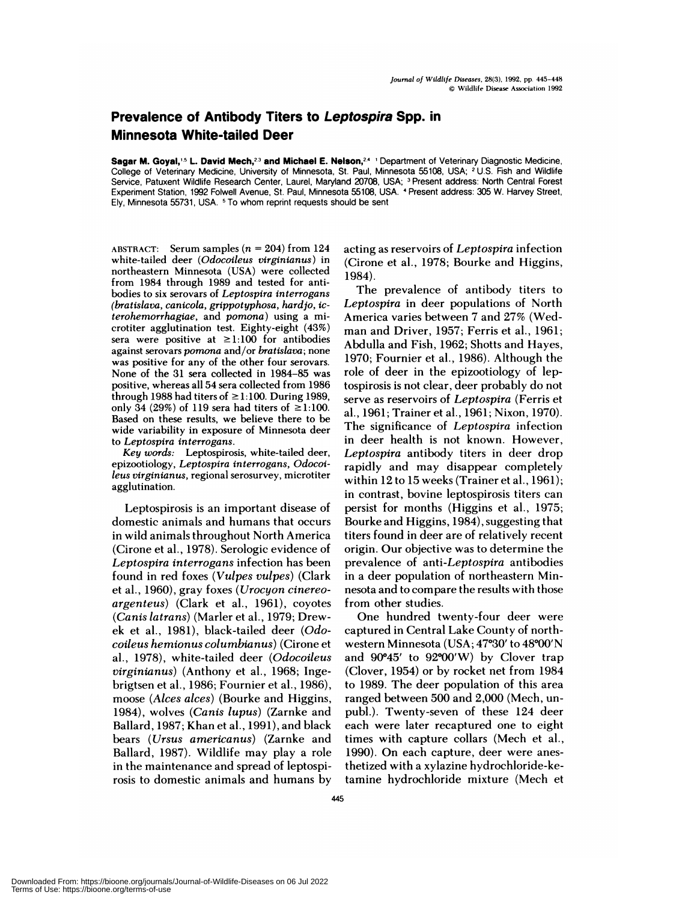# Prevalence of Antibody Titers to *Leptospira* Spp. in Minnesota White-tailed Deer

**Sagar M. Goyal,**[1,5] **L. David Mech,**[2,3] **and Michael E. Nelson,**[2,4] [1] Department of Veterinary Diagnostic Medicine, College of Veterinary Medicine, University of Minnesota, St. Paul, Minnesota 55108, USA; [2] U.S. Fish and Wildlife Service, Patuxent Wildlife Research Center, Laurel, Maryland 20708, USA; [3] Present address: North Central Forest Experiment Station, 1992 Folwell Avenue, St. Paul, Minnesota 55108, USA. [4] Present address: 305 W. Harvey Street, Ely, Minnesota 55731, USA. [5] To whom reprint requests should be sent

ABSTRACT: Serum samples ($n = 204$) from 124 white-tailed deer (*Odocoileus virginianus*) in northeastern Minnesota (USA) were collected from 1984 through 1989 and tested for antibodies to six serovars of *Leptospira interrogans* (*bratislava*, *canicola*, *grippotyphosa*, *hardjo*, *icterohemorrhagiae*, and *pomona*) using a microtiter agglutination test. Eighty-eight (43%) sera were positive at $\geq$1:100 for antibodies against serovars *pomona* and/or *bratislava*; none was positive for any of the other four serovars. None of the 31 sera collected in 1984–85 was positive, whereas all 54 sera collected from 1986 through 1988 had titers of $\geq$1:100. During 1989, only 34 (29%) of 119 sera had titers of $\geq$1:100. Based on these results, we believe there to be wide variability in exposure of Minnesota deer to *Leptospira interrogans*.

*Key words:* Leptospirosis, white-tailed deer, epizootiology, *Leptospira interrogans*, *Odocoileus virginianus*, regional serosurvey, microtiter agglutination.

Leptospirosis is an important disease of domestic animals and humans that occurs in wild animals throughout North America (Cirone et al., 1978). Serologic evidence of *Leptospira interrogans* infection has been found in red foxes (*Vulpes vulpes*) (Clark et al., 1960), gray foxes (*Urocyon cinereoargenteus*) (Clark et al., 1961), coyotes (*Canis latrans*) (Marler et al., 1979; Drewek et al., 1981), black-tailed deer (*Odocoileus hemionus columbianus*) (Cirone et al., 1978), white-tailed deer (*Odocoileus virginianus*) (Anthony et al., 1968; Ingebrigtsen et al., 1986; Fournier et al., 1986), moose (*Alces alces*) (Bourke and Higgins, 1984), wolves (*Canis lupus*) (Zarnke and Ballard, 1987; Khan et al., 1991), and black bears (*Ursus americanus*) (Zarnke and Ballard, 1987). Wildlife may play a role in the maintenance and spread of leptospirosis to domestic animals and humans by acting as reservoirs of *Leptospira* infection (Cirone et al., 1978; Bourke and Higgins, 1984).

The prevalence of antibody titers to *Leptospira* in deer populations of North America varies between 7 and 27% (Wedman and Driver, 1957; Ferris et al., 1961; Abdulla and Fish, 1962; Shotts and Hayes, 1970; Fournier et al., 1986). Although the role of deer in the epizootiology of leptospirosis is not clear, deer probably do not serve as reservoirs of *Leptospira* (Ferris et al., 1961; Trainer et al., 1961; Nixon, 1970). The significance of *Leptospira* infection in deer health is not known. However, *Leptospira* antibody titers in deer drop rapidly and may disappear completely within 12 to 15 weeks (Trainer et al., 1961); in contrast, bovine leptospirosis titers can persist for months (Higgins et al., 1975; Bourke and Higgins, 1984), suggesting that titers found in deer are of relatively recent origin. Our objective was to determine the prevalence of anti-*Leptospira* antibodies in a deer population of northeastern Minnesota and to compare the results with those from other studies.

One hundred twenty-four deer were captured in Central Lake County of northwestern Minnesota (USA; 47°30′ to 48°00′N and 90°45′ to 92°00′W) by Clover trap (Clover, 1954) or by rocket net from 1984 to 1989. The deer population of this area ranged between 500 and 2,000 (Mech, unpubl.). Twenty-seven of these 124 deer each were later recaptured one to eight times with capture collars (Mech et al., 1990). On each capture, deer were anesthetized with a xylazine hydrochloride-ketamine hydrochloride mixture (Mech et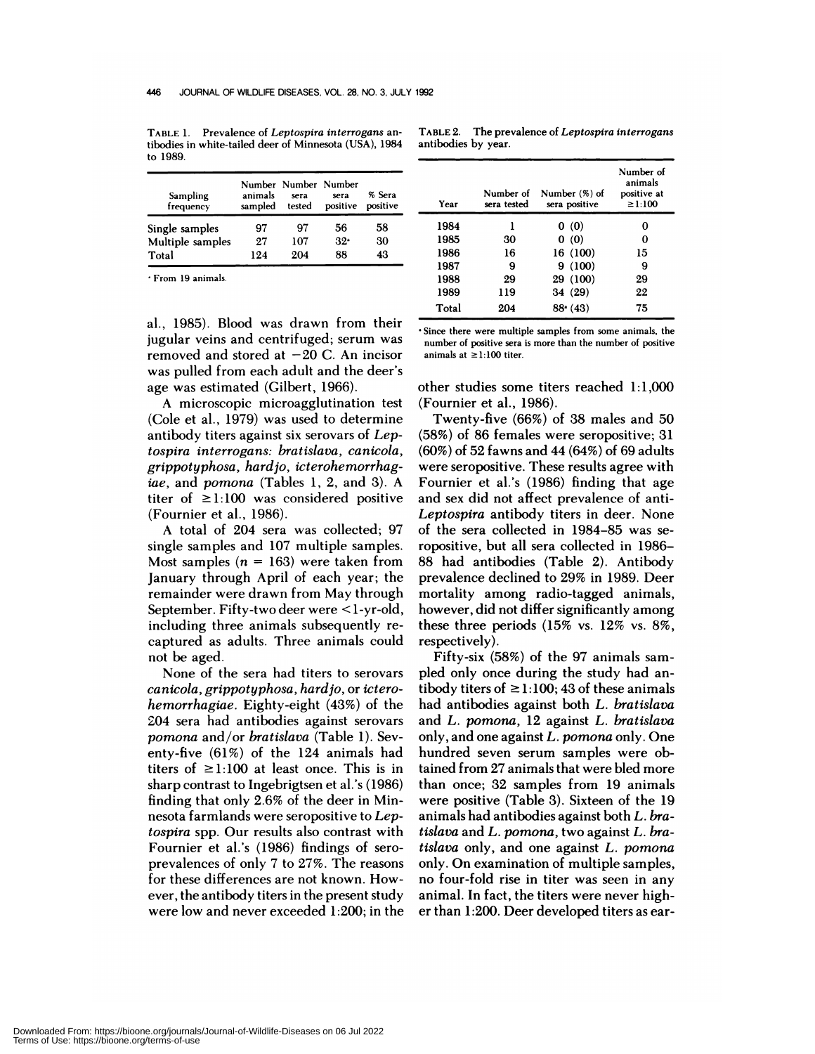TABLE 1. Prevalence of *Leptospira interrogans* antibodies in white-tailed deer of Minnesota (USA), 1984 to 1989.

| Sampling frequency | Number animals sampled | Number sera tested | Number sera positive | % Sera positive |
|---|---|---|---|---|
| Single samples | 97 | 97 | 56 | 58 |
| Multiple samples | 27 | 107 | 32[a] | 30 |
| Total | 124 | 204 | 88 | 43 |

[a] From 19 animals.

TABLE 2. The prevalence of *Leptospira interrogans* antibodies by year.

| Year | Number of sera tested | Number (%) of sera positive | Number of animals positive at ≥1:100 |
|---|---|---|---|
| 1984 | 1 | 0 (0) | 0 |
| 1985 | 30 | 0 (0) | 0 |
| 1986 | 16 | 16 (100) | 15 |
| 1987 | 9 | 9 (100) | 9 |
| 1988 | 29 | 29 (100) | 29 |
| 1989 | 119 | 34 (29) | 22 |
| Total | 204 | 88[a] (43) | 75 |

[a] Since there were multiple samples from some animals, the number of positive sera is more than the number of positive animals at ≥1:100 titer.

al., 1985). Blood was drawn from their jugular veins and centrifuged; serum was removed and stored at −20 C. An incisor was pulled from each adult and the deer's age was estimated (Gilbert, 1966).

A microscopic microagglutination test (Cole et al., 1979) was used to determine antibody titers against six serovars of *Leptospira interrogans: bratislava, canicola, grippotyphosa, hardjo, icterohemorrhagiae*, and *pomona* (Tables 1, 2, and 3). A titer of ≥1:100 was considered positive (Fournier et al., 1986).

A total of 204 sera was collected; 97 single samples and 107 multiple samples. Most samples ($n = 163$) were taken from January through April of each year; the remainder were drawn from May through September. Fifty-two deer were <1-yr-old, including three animals subsequently recaptured as adults. Three animals could not be aged.

None of the sera had titers to serovars *canicola, grippotyphosa, hardjo*, or *icterohemorrhagiae*. Eighty-eight (43%) of the 204 sera had antibodies against serovars *pomona* and/or *bratislava* (Table 1). Seventy-five (61%) of the 124 animals had titers of ≥1:100 at least once. This is in sharp contrast to Ingebrigtsen et al.'s (1986) finding that only 2.6% of the deer in Minnesota farmlands were seropositive to *Leptospira* spp. Our results also contrast with Fournier et al.'s (1986) findings of seroprevalences of only 7 to 27%. The reasons for these differences are not known. However, the antibody titers in the present study were low and never exceeded 1:200; in the other studies some titers reached 1:1,000 (Fournier et al., 1986).

Twenty-five (66%) of 38 males and 50 (58%) of 86 females were seropositive; 31 (60%) of 52 fawns and 44 (64%) of 69 adults were seropositive. These results agree with Fournier et al.'s (1986) finding that age and sex did not affect prevalence of anti-*Leptospira* antibody titers in deer. None of the sera collected in 1984–85 was seropositive, but all sera collected in 1986–88 had antibodies (Table 2). Antibody prevalence declined to 29% in 1989. Deer mortality among radio-tagged animals, however, did not differ significantly among these three periods (15% vs. 12% vs. 8%, respectively).

Fifty-six (58%) of the 97 animals sampled only once during the study had antibody titers of ≥1:100; 43 of these animals had antibodies against both *L. bratislava* and *L. pomona*, 12 against *L. bratislava* only, and one against *L. pomona* only. One hundred seven serum samples were obtained from 27 animals that were bled more than once; 32 samples from 19 animals were positive (Table 3). Sixteen of the 19 animals had antibodies against both *L. bratislava* and *L. pomona*, two against *L. bratislava* only, and one against *L. pomona* only. On examination of multiple samples, no four-fold rise in titer was seen in any animal. In fact, the titers were never higher than 1:200. Deer developed titers as ear-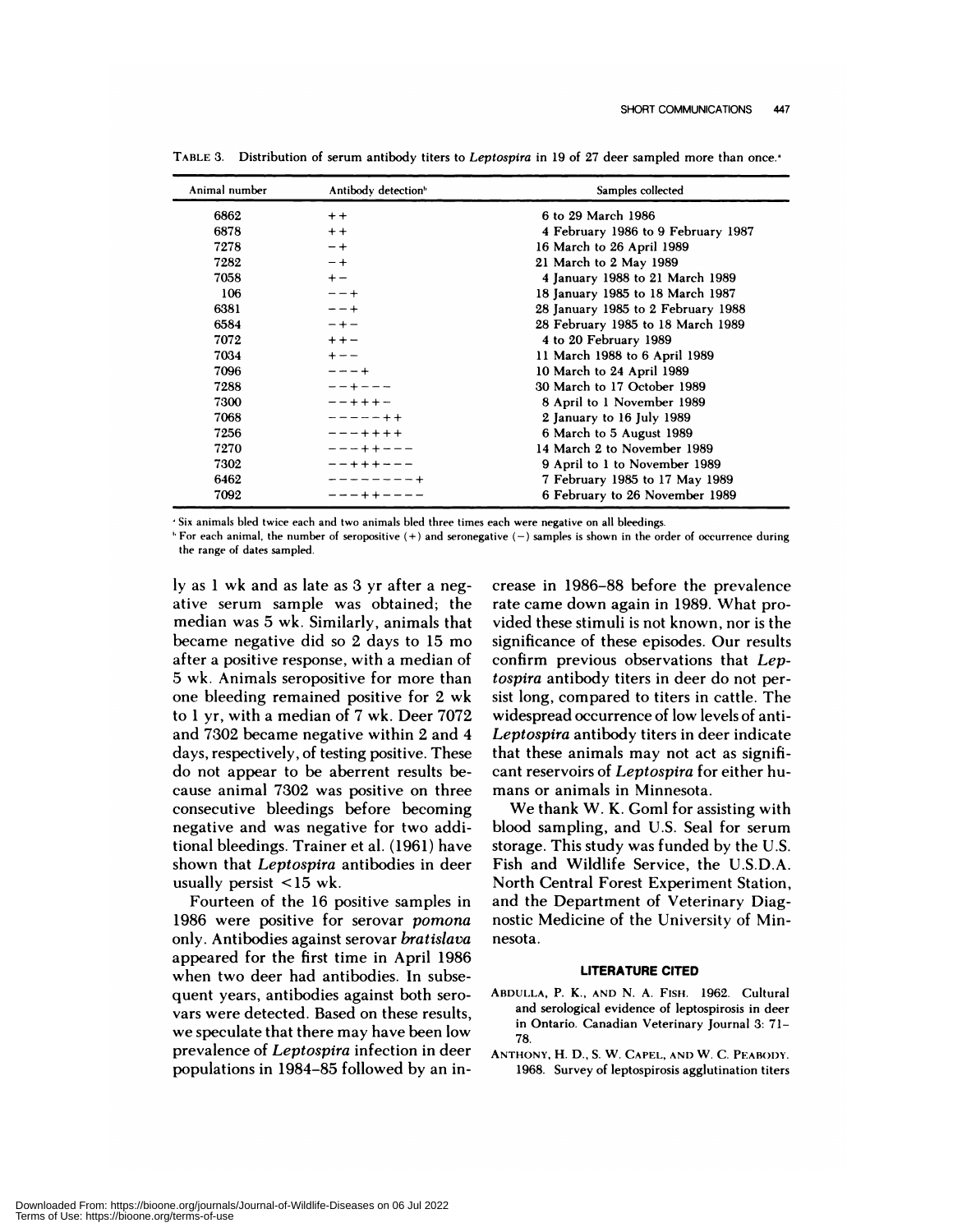TABLE 3. Distribution of serum antibody titers to *Leptospira* in 19 of 27 deer sampled more than once.[a]

| Animal number | Antibody detection[b] | Samples collected |
|---|---|---|
| 6862 | ++ | 6 to 29 March 1986 |
| 6878 | ++ | 4 February 1986 to 9 February 1987 |
| 7278 | −+ | 16 March to 26 April 1989 |
| 7282 | −+ | 21 March to 2 May 1989 |
| 7058 | +− | 4 January 1988 to 21 March 1989 |
| 106 | −−+ | 18 January 1985 to 18 March 1987 |
| 6381 | −−+ | 28 January 1985 to 2 February 1988 |
| 6584 | −+− | 28 February 1985 to 18 March 1989 |
| 7072 | ++− | 4 to 20 February 1989 |
| 7034 | +−− | 11 March 1988 to 6 April 1989 |
| 7096 | −−−+ | 10 March to 24 April 1989 |
| 7288 | −−+−−− | 30 March to 17 October 1989 |
| 7300 | −−+++− | 8 April to 1 November 1989 |
| 7068 | −−−−−++ | 2 January to 16 July 1989 |
| 7256 | −−−++++ | 6 March to 5 August 1989 |
| 7270 | −−−++−−− | 14 March 2 to November 1989 |
| 7302 | −−+++−−− | 9 April to 1 to November 1989 |
| 6462 | −−−−−−−−+ | 7 February 1985 to 17 May 1989 |
| 7092 | −−−++−−−− | 6 February to 26 November 1989 |

[a] Six animals bled twice each and two animals bled three times each were negative on all bleedings.

[b] For each animal, the number of seropositive (+) and seronegative (−) samples is shown in the order of occurrence during the range of dates sampled.

ly as 1 wk and as late as 3 yr after a negative serum sample was obtained; the median was 5 wk. Similarly, animals that became negative did so 2 days to 15 mo after a positive response, with a median of 5 wk. Animals seropositive for more than one bleeding remained positive for 2 wk to 1 yr, with a median of 7 wk. Deer 7072 and 7302 became negative within 2 and 4 days, respectively, of testing positive. These do not appear to be aberrent results because animal 7302 was positive on three consecutive bleedings before becoming negative and was negative for two additional bleedings. Trainer et al. (1961) have shown that *Leptospira* antibodies in deer usually persist <15 wk.

Fourteen of the 16 positive samples in 1986 were positive for serovar *pomona* only. Antibodies against serovar *bratislava* appeared for the first time in April 1986 when two deer had antibodies. In subsequent years, antibodies against both serovars were detected. Based on these results, we speculate that there may have been low prevalence of *Leptospira* infection in deer populations in 1984–85 followed by an increase in 1986–88 before the prevalence rate came down again in 1989. What provided these stimuli is not known, nor is the significance of these episodes. Our results confirm previous observations that *Leptospira* antibody titers in deer do not persist long, compared to titers in cattle. The widespread occurrence of low levels of anti-*Leptospira* antibody titers in deer indicate that these animals may not act as significant reservoirs of *Leptospira* for either humans or animals in Minnesota.

We thank W. K. Goml for assisting with blood sampling, and U.S. Seal for serum storage. This study was funded by the U.S. Fish and Wildlife Service, the U.S.D.A. North Central Forest Experiment Station, and the Department of Veterinary Diagnostic Medicine of the University of Minnesota.

## LITERATURE CITED

ABDULLA, P. K., AND N. A. FISH. 1962. Cultural and serological evidence of leptospirosis in deer in Ontario. Canadian Veterinary Journal 3: 71–78.

ANTHONY, H. D., S. W. CAPEL, AND W. C. PEABODY. 1968. Survey of leptospirosis agglutination titers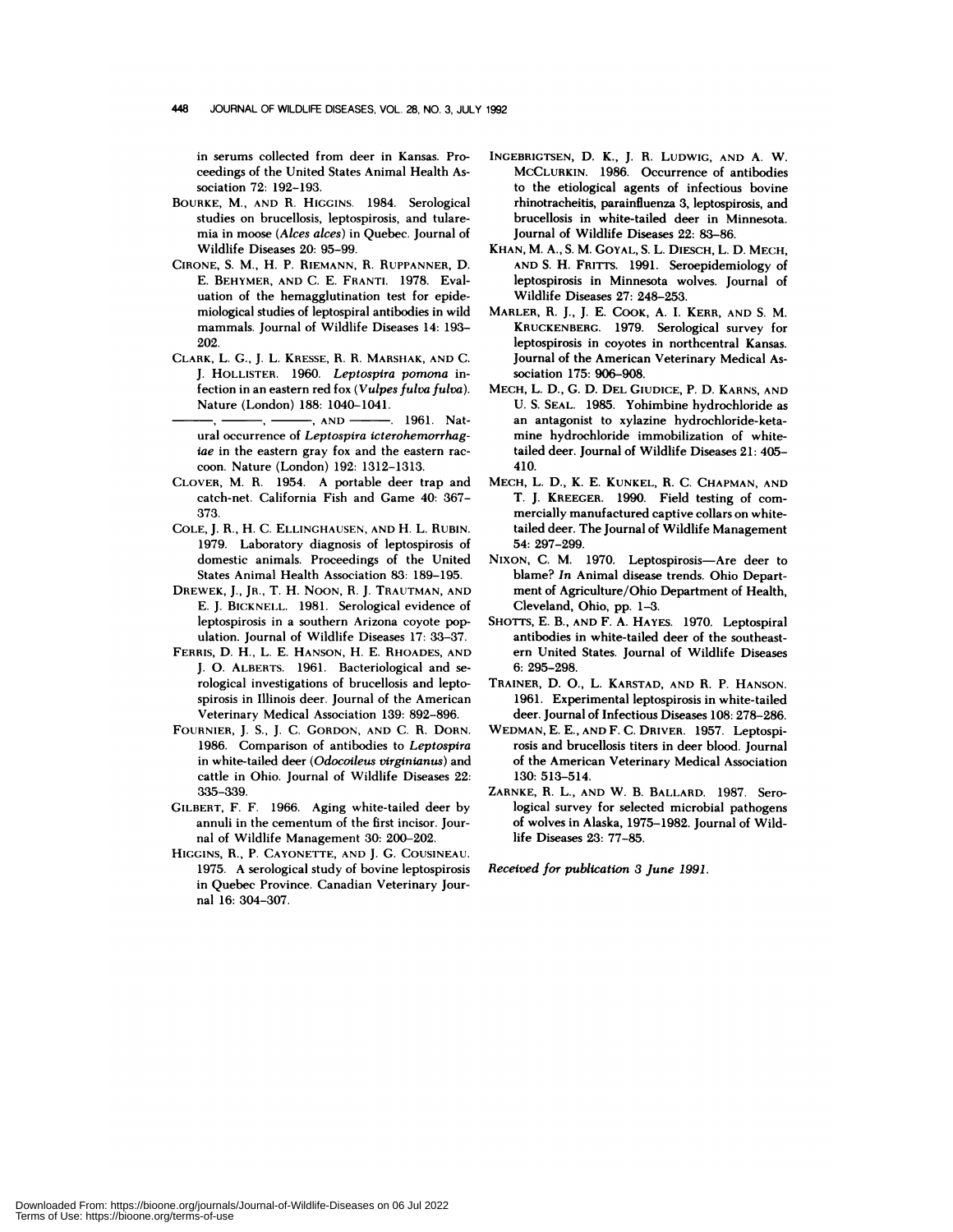in serums collected from deer in Kansas. Proceedings of the United States Animal Health Association 72: 192–193.

BOURKE, M., AND R. HIGGINS. 1984. Serological studies on brucellosis, leptospirosis, and tularemia in moose (*Alces alces*) in Quebec. Journal of Wildlife Diseases 20: 95–99.

CIRONE, S. M., H. P. RIEMANN, R. RUPPANNER, D. E. BEHYMER, AND C. E. FRANTI. 1978. Evaluation of the hemagglutination test for epidemiological studies of leptospiral antibodies in wild mammals. Journal of Wildlife Diseases 14: 193–202.

CLARK, L. G., J. L. KRESSE, R. R. MARSHAK, AND C. J. HOLLISTER. 1960. *Leptospira pomona* infection in an eastern red fox (*Vulpes fulva fulva*). Nature (London) 188: 1040–1041.

———, ———, ———, AND ———. 1961. Natural occurrence of *Leptospira icterohemorrhagiae* in the eastern gray fox and the eastern raccoon. Nature (London) 192: 1312–1313.

CLOVER, M. R. 1954. A portable deer trap and catch-net. California Fish and Game 40: 367–373.

COLE, J. R., H. C. ELLINGHAUSEN, AND H. L. RUBIN. 1979. Laboratory diagnosis of leptospirosis of domestic animals. Proceedings of the United States Animal Health Association 83: 189–195.

DREWEK, J., JR., T. H. NOON, R. J. TRAUTMAN, AND E. J. BICKNELL. 1981. Serological evidence of leptospirosis in a southern Arizona coyote population. Journal of Wildlife Diseases 17: 33–37.

FERRIS, D. H., L. E. HANSON, H. E. RHOADES, AND J. O. ALBERTS. 1961. Bacteriological and serological investigations of brucellosis and leptospirosis in Illinois deer. Journal of the American Veterinary Medical Association 139: 892–896.

FOURNIER, J. S., J. C. GORDON, AND C. R. DORN. 1986. Comparison of antibodies to *Leptospira* in white-tailed deer (*Odocoileus virginianus*) and cattle in Ohio. Journal of Wildlife Diseases 22: 335–339.

GILBERT, F. F. 1966. Aging white-tailed deer by annuli in the cementum of the first incisor. Journal of Wildlife Management 30: 200–202.

HIGGINS, R., P. CAYONETTE, AND J. G. COUSINEAU. 1975. A serological study of bovine leptospirosis in Quebec Province. Canadian Veterinary Journal 16: 304–307.

INGEBRIGTSEN, D. K., J. R. LUDWIG, AND A. W. MCCLURKIN. 1986. Occurrence of antibodies to the etiological agents of infectious bovine rhinotracheitis, parainfluenza 3, leptospirosis, and brucellosis in white-tailed deer in Minnesota. Journal of Wildlife Diseases 22: 83–86.

KHAN, M. A., S. M. GOYAL, S. L. DIESCH, L. D. MECH, AND S. H. FRITTS. 1991. Seroepidemiology of leptospirosis in Minnesota wolves. Journal of Wildlife Diseases 27: 248–253.

MARLER, R. J., J. E. COOK, A. I. KERR, AND S. M. KRUCKENBERG. 1979. Serological survey for leptospirosis in coyotes in northcentral Kansas. Journal of the American Veterinary Medical Association 175: 906–908.

MECH, L. D., G. D. DEL GIUDICE, P. D. KARNS, AND U. S. SEAL. 1985. Yohimbine hydrochloride as an antagonist to xylazine hydrochloride-ketamine hydrochloride immobilization of white-tailed deer. Journal of Wildlife Diseases 21: 405–410.

MECH, L. D., K. E. KUNKEL, R. C. CHAPMAN, AND T. J. KREEGER. 1990. Field testing of commercially manufactured captive collars on white-tailed deer. The Journal of Wildlife Management 54: 297–299.

NIXON, C. M. 1970. Leptospirosis—Are deer to blame? *In* Animal disease trends. Ohio Department of Agriculture/Ohio Department of Health, Cleveland, Ohio, pp. 1–3.

SHOTTS, E. B., AND F. A. HAYES. 1970. Leptospiral antibodies in white-tailed deer of the southeastern United States. Journal of Wildlife Diseases 6: 295–298.

TRAINER, D. O., L. KARSTAD, AND R. P. HANSON. 1961. Experimental leptospirosis in white-tailed deer. Journal of Infectious Diseases 108: 278–286.

WEDMAN, E. E., AND F. C. DRIVER. 1957. Leptospirosis and brucellosis titers in deer blood. Journal of the American Veterinary Medical Association 130: 513–514.

ZARNKE, R. L., AND W. B. BALLARD. 1987. Serological survey for selected microbial pathogens of wolves in Alaska, 1975–1982. Journal of Wildlife Diseases 23: 77–85.

*Received for publication 3 June 1991.*